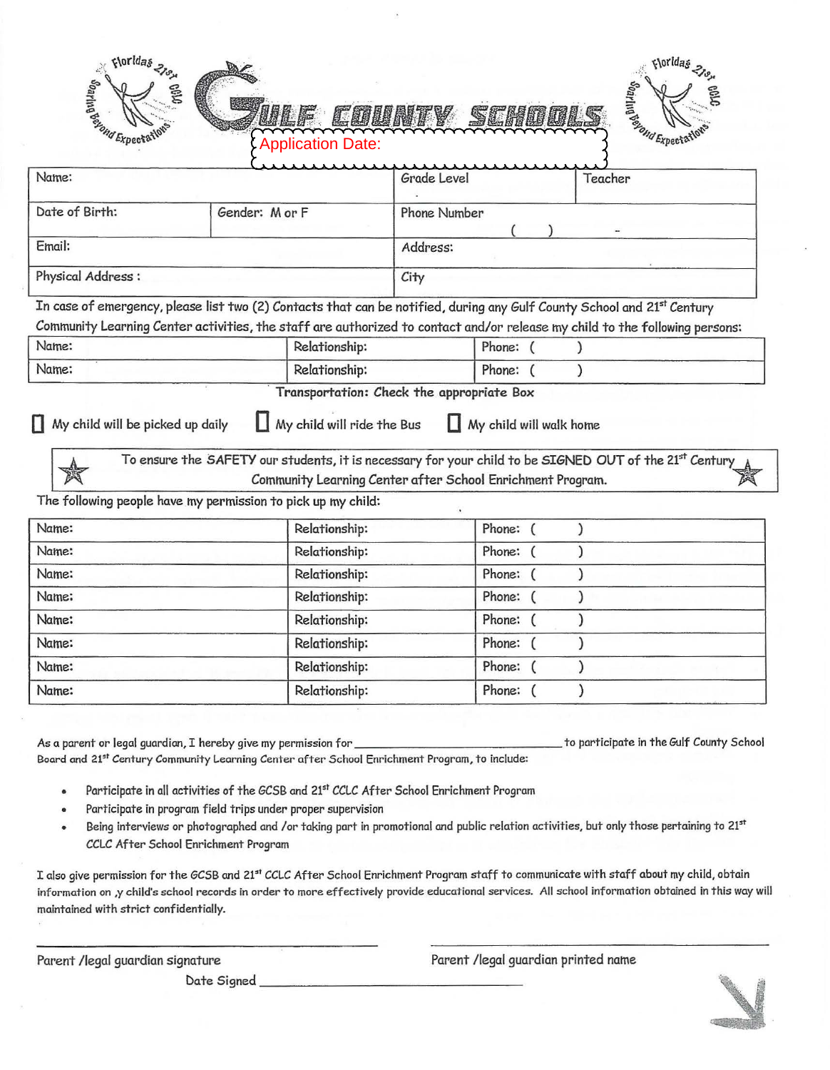# Gulf County Schools

Application Date:

| Name: | | Grade Level | Teacher |
|---|---|---|---|
| Date of Birth: | Gender: M or F | Phone Number ( ) - | |
| Email: | | Address: | |
| Physical Address : | | City | |

In case of emergency, please list two (2) Contacts that can be notified, during any Gulf County School and 21st Century Community Learning Center activities, the staff are authorized to contact and/or release my child to the following persons:

| Name: | Relationship: | Phone: ( ) |
|---|---|---|
| Name: | Relationship: | Phone: ( ) |

**Transportation: Check the appropriate Box**

☐ My child will be picked up daily ☐ My child will ride the Bus ☐ My child will walk home

To ensure the SAFETY our students, it is necessary for your child to be SIGNED OUT of the 21st Century Community Learning Center after School Enrichment Program.

The following people have my permission to pick up my child:

| Name: | Relationship: | Phone: ( ) |
|---|---|---|
| Name: | Relationship: | Phone: ( ) |
| Name: | Relationship: | Phone: ( ) |
| Name: | Relationship: | Phone: ( ) |
| Name: | Relationship: | Phone: ( ) |
| Name: | Relationship: | Phone: ( ) |
| Name: | Relationship: | Phone: ( ) |
| Name: | Relationship: | Phone: ( ) |

As a parent or legal guardian, I hereby give my permission for ______________________ to participate in the Gulf County School Board and 21st Century Community Learning Center after School Enrichment Program, to include:

- Participate in all activities of the GCSB and 21st CCLC After School Enrichment Program
- Participate in program field trips under proper supervision
- Being interviews or photographed and /or taking part in promotional and public relation activities, but only those pertaining to 21st CCLC After School Enrichment Program

I also give permission for the GCSB and 21st CCLC After School Enrichment Program staff to communicate with staff about my child, obtain information on ,y child's school records in order to more effectively provide educational services. All school information obtained in this way will maintained with strict confidentially.

______________________ Parent /legal guardian signature

______________________ Parent /legal guardian printed name

Date Signed ______________________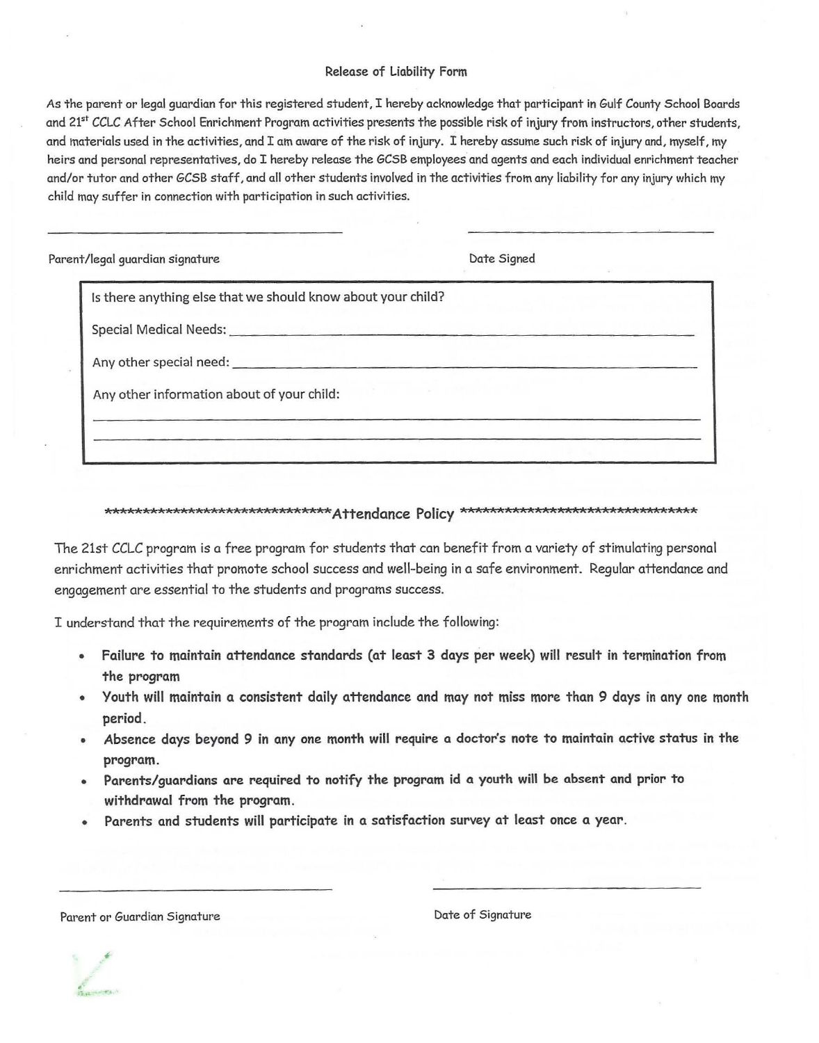## Release of Liability Form

As the parent or legal guardian for this registered student, I hereby acknowledge that participant in Gulf County School Boards and 21st CCLC After School Enrichment Program activities presents the possible risk of injury from instructors, other students, and materials used in the activities, and I am aware of the risk of injury. I hereby assume such risk of injury and, myself, my heirs and personal representatives, do I hereby release the GCSB employees and agents and each individual enrichment teacher and/or tutor and other GCSB staff, and all other students involved in the activities from any liability for any injury which my child may suffer in connection with participation in such activities.

\_\_\_\_\_\_\_\_\_\_\_\_\_\_\_\_\_\_\_\_\_\_\_\_\_\_\_\_\_\_\_\_ \_\_\_\_\_\_\_\_\_\_\_\_\_\_\_\_\_\_\_\_\_\_\_\_\_\_

Parent/legal guardian signature Date Signed

Is there anything else that we should know about your child?

Special Medical Needs: \_\_\_\_\_\_\_\_\_\_\_\_\_\_\_\_\_\_\_\_\_\_\_\_\_\_\_\_\_\_\_\_\_\_\_\_\_\_\_\_

Any other special need: \_\_\_\_\_\_\_\_\_\_\_\_\_\_\_\_\_\_\_\_\_\_\_\_\_\_\_\_\_\_\_\_\_\_\_\_\_\_\_\_

Any other information about of your child:

\_\_\_\_\_\_\_\_\_\_\_\_\_\_\_\_\_\_\_\_\_\_\_\_\_\_\_\_\_\_\_\_\_\_\_\_\_\_\_\_\_\_\_\_\_\_\_\_\_\_\_\_\_\_\_\_\_\_\_\_

\_\_\_\_\_\_\_\_\_\_\_\_\_\_\_\_\_\_\_\_\_\_\_\_\_\_\_\_\_\_\_\_\_\_\_\_\_\_\_\_\_\_\_\_\_\_\_\_\_\_\_\_\_\_\_\_\_\_\_\_

## *******************************Attendance Policy *********************************

The 21st CCLC program is a free program for students that can benefit from a variety of stimulating personal enrichment activities that promote school success and well-being in a safe environment. Regular attendance and engagement are essential to the students and programs success.

I understand that the requirements of the program include the following:

- **Failure to maintain attendance standards (at least 3 days per week) will result in termination from the program**
- **Youth will maintain a consistent daily attendance and may not miss more than 9 days in any one month period.**
- **Absence days beyond 9 in any one month will require a doctor's note to maintain active status in the program.**
- **Parents/guardians are required to notify the program id a youth will be absent and prior to withdrawal from the program.**
- **Parents and students will participate in a satisfaction survey at least once a year.**

\_\_\_\_\_\_\_\_\_\_\_\_\_\_\_\_\_\_\_\_\_\_\_\_\_\_\_\_\_\_\_\_ \_\_\_\_\_\_\_\_\_\_\_\_\_\_\_\_\_\_\_\_\_\_\_\_\_\_

Parent or Guardian Signature Date of Signature